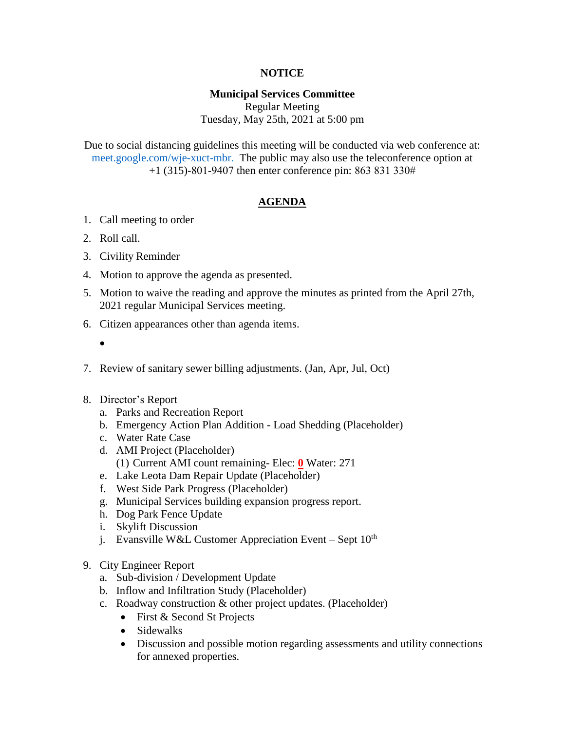**NOTICE**

**Municipal Services Committee**
Regular Meeting
Tuesday, May 25th, 2021 at 5:00 pm

Due to social distancing guidelines this meeting will be conducted via web conference at: meet.google.com/wje-xuct-mbr. The public may also use the teleconference option at +1 (315)-801-9407 then enter conference pin: 863 831 330#

## AGENDA

1. Call meeting to order
2. Roll call.
3. Civility Reminder
4. Motion to approve the agenda as presented.
5. Motion to waive the reading and approve the minutes as printed from the April 27th, 2021 regular Municipal Services meeting.
6. Citizen appearances other than agenda items.
   -
7. Review of sanitary sewer billing adjustments. (Jan, Apr, Jul, Oct)
8. Director's Report
   a. Parks and Recreation Report
   b. Emergency Action Plan Addition - Load Shedding (Placeholder)
   c. Water Rate Case
   d. AMI Project (Placeholder)
      (1) Current AMI count remaining- Elec: **0** Water: 271
   e. Lake Leota Dam Repair Update (Placeholder)
   f. West Side Park Progress (Placeholder)
   g. Municipal Services building expansion progress report.
   h. Dog Park Fence Update
   i. Skylift Discussion
   j. Evansville W&L Customer Appreciation Event – Sept 10th
9. City Engineer Report
   a. Sub-division / Development Update
   b. Inflow and Infiltration Study (Placeholder)
   c. Roadway construction & other project updates. (Placeholder)
      - First & Second St Projects
      - Sidewalks
      - Discussion and possible motion regarding assessments and utility connections for annexed properties.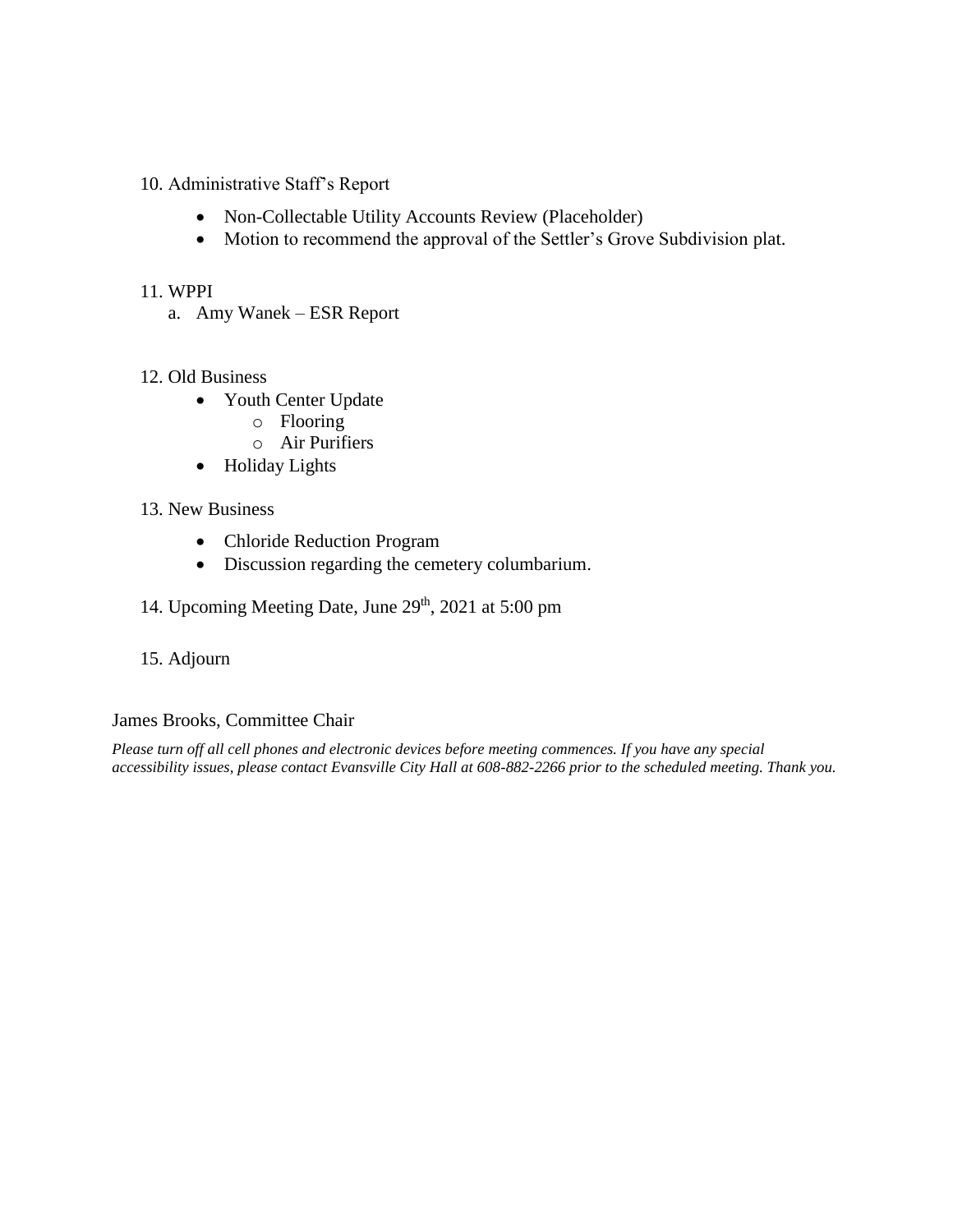10. Administrative Staff's Report
    - Non-Collectable Utility Accounts Review (Placeholder)
    - Motion to recommend the approval of the Settler's Grove Subdivision plat.

11. WPPI
    a. Amy Wanek – ESR Report

12. Old Business
    - Youth Center Update
        - Flooring
        - Air Purifiers
    - Holiday Lights

13. New Business
    - Chloride Reduction Program
    - Discussion regarding the cemetery columbarium.

14. Upcoming Meeting Date, June 29th, 2021 at 5:00 pm

15. Adjourn

James Brooks, Committee Chair

*Please turn off all cell phones and electronic devices before meeting commences. If you have any special accessibility issues, please contact Evansville City Hall at 608-882-2266 prior to the scheduled meeting. Thank you.*